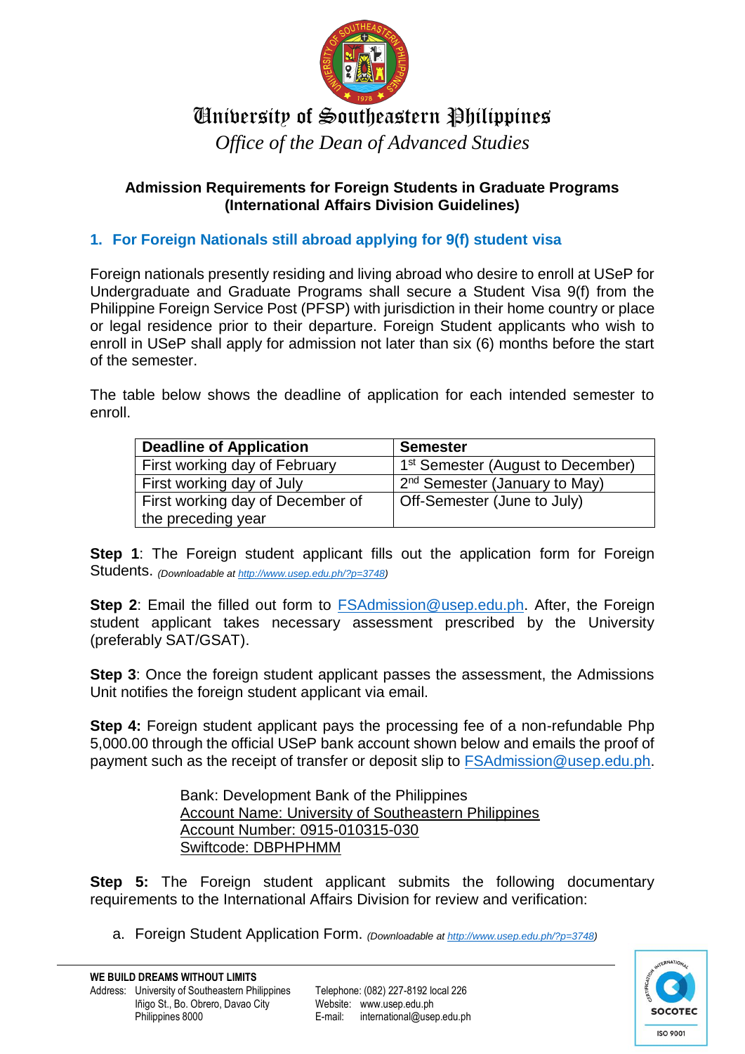# University of Southeastern Philippines

*Office of the Dean of Advanced Studies*

## Admission Requirements for Foreign Students in Graduate Programs (International Affairs Division Guidelines)

### 1. For Foreign Nationals still abroad applying for 9(f) student visa

Foreign nationals presently residing and living abroad who desire to enroll at USeP for Undergraduate and Graduate Programs shall secure a Student Visa 9(f) from the Philippine Foreign Service Post (PFSP) with jurisdiction in their home country or place or legal residence prior to their departure. Foreign Student applicants who wish to enroll in USeP shall apply for admission not later than six (6) months before the start of the semester.

The table below shows the deadline of application for each intended semester to enroll.

| Deadline of Application | Semester |
|---|---|
| First working day of February | 1st Semester (August to December) |
| First working day of July | 2nd Semester (January to May) |
| First working day of December of the preceding year | Off-Semester (June to July) |

**Step 1**: The Foreign student applicant fills out the application form for Foreign Students. *(Downloadable at http://www.usep.edu.ph/?p=3748)*

**Step 2**: Email the filled out form to FSAdmission@usep.edu.ph. After, the Foreign student applicant takes necessary assessment prescribed by the University (preferably SAT/GSAT).

**Step 3**: Once the foreign student applicant passes the assessment, the Admissions Unit notifies the foreign student applicant via email.

**Step 4:** Foreign student applicant pays the processing fee of a non-refundable Php 5,000.00 through the official USeP bank account shown below and emails the proof of payment such as the receipt of transfer or deposit slip to FSAdmission@usep.edu.ph.

Bank: Development Bank of the Philippines
Account Name: University of Southeastern Philippines
Account Number: 0915-010315-030
Swiftcode: DBPHPHMM

**Step 5:** The Foreign student applicant submits the following documentary requirements to the International Affairs Division for review and verification:

a. Foreign Student Application Form. *(Downloadable at http://www.usep.edu.ph/?p=3748)*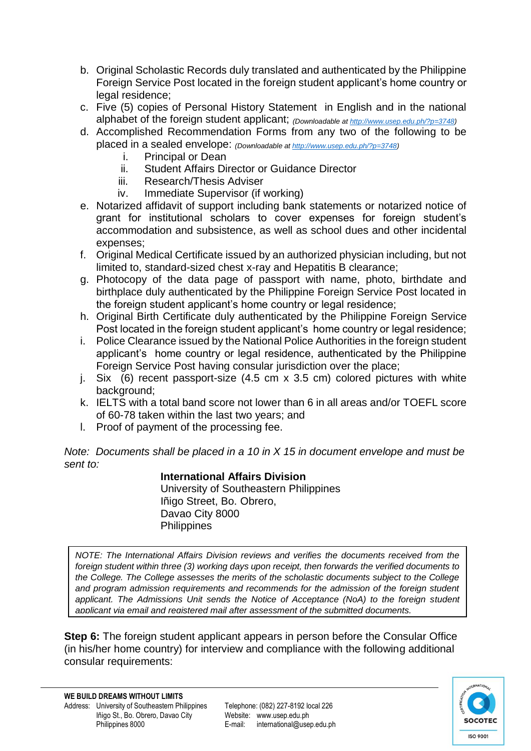b. Original Scholastic Records duly translated and authenticated by the Philippine Foreign Service Post located in the foreign student applicant's home country or legal residence;
c. Five (5) copies of Personal History Statement in English and in the national alphabet of the foreign student applicant; *(Downloadable at http://www.usep.edu.ph/?p=3748)*
d. Accomplished Recommendation Forms from any two of the following to be placed in a sealed envelope: *(Downloadable at http://www.usep.edu.ph/?p=3748)*
   i. Principal or Dean
   ii. Student Affairs Director or Guidance Director
   iii. Research/Thesis Adviser
   iv. Immediate Supervisor (if working)
e. Notarized affidavit of support including bank statements or notarized notice of grant for institutional scholars to cover expenses for foreign student's accommodation and subsistence, as well as school dues and other incidental expenses;
f. Original Medical Certificate issued by an authorized physician including, but not limited to, standard-sized chest x-ray and Hepatitis B clearance;
g. Photocopy of the data page of passport with name, photo, birthdate and birthplace duly authenticated by the Philippine Foreign Service Post located in the foreign student applicant's home country or legal residence;
h. Original Birth Certificate duly authenticated by the Philippine Foreign Service Post located in the foreign student applicant's home country or legal residence;
i. Police Clearance issued by the National Police Authorities in the foreign student applicant's home country or legal residence, authenticated by the Philippine Foreign Service Post having consular jurisdiction over the place;
j. Six (6) recent passport-size (4.5 cm x 3.5 cm) colored pictures with white background;
k. IELTS with a total band score not lower than 6 in all areas and/or TOEFL score of 60-78 taken within the last two years; and
l. Proof of payment of the processing fee.

*Note: Documents shall be placed in a 10 in X 15 in document envelope and must be sent to:*

**International Affairs Division**
University of Southeastern Philippines
Iñigo Street, Bo. Obrero,
Davao City 8000
Philippines

> *NOTE: The International Affairs Division reviews and verifies the documents received from the foreign student within three (3) working days upon receipt, then forwards the verified documents to the College. The College assesses the merits of the scholastic documents subject to the College and program admission requirements and recommends for the admission of the foreign student applicant. The Admissions Unit sends the Notice of Acceptance (NoA) to the foreign student applicant via email and registered mail after assessment of the submitted documents.*

**Step 6:** The foreign student applicant appears in person before the Consular Office (in his/her home country) for interview and compliance with the following additional consular requirements: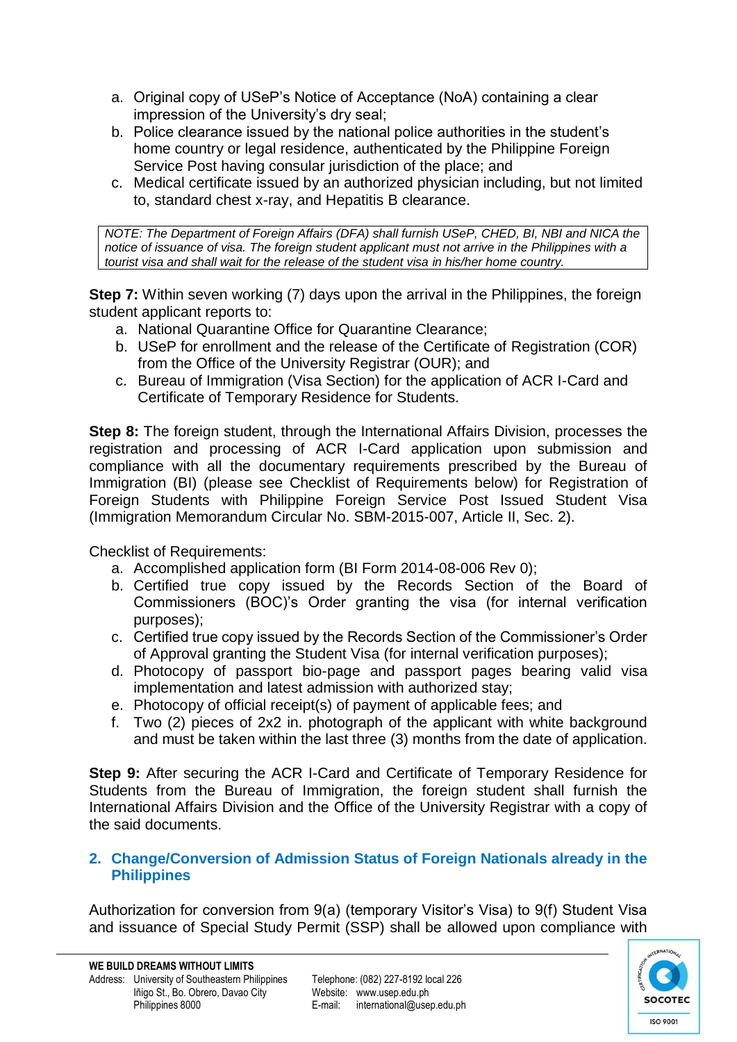a. Original copy of USeP's Notice of Acceptance (NoA) containing a clear impression of the University's dry seal;
b. Police clearance issued by the national police authorities in the student's home country or legal residence, authenticated by the Philippine Foreign Service Post having consular jurisdiction of the place; and
c. Medical certificate issued by an authorized physician including, but not limited to, standard chest x-ray, and Hepatitis B clearance.

> *NOTE: The Department of Foreign Affairs (DFA) shall furnish USeP, CHED, BI, NBI and NICA the notice of issuance of visa. The foreign student applicant must not arrive in the Philippines with a tourist visa and shall wait for the release of the student visa in his/her home country.*

**Step 7:** Within seven working (7) days upon the arrival in the Philippines, the foreign student applicant reports to:

a. National Quarantine Office for Quarantine Clearance;
b. USeP for enrollment and the release of the Certificate of Registration (COR) from the Office of the University Registrar (OUR); and
c. Bureau of Immigration (Visa Section) for the application of ACR I-Card and Certificate of Temporary Residence for Students.

**Step 8:** The foreign student, through the International Affairs Division, processes the registration and processing of ACR I-Card application upon submission and compliance with all the documentary requirements prescribed by the Bureau of Immigration (BI) (please see Checklist of Requirements below) for Registration of Foreign Students with Philippine Foreign Service Post Issued Student Visa (Immigration Memorandum Circular No. SBM-2015-007, Article II, Sec. 2).

Checklist of Requirements:

a. Accomplished application form (BI Form 2014-08-006 Rev 0);
b. Certified true copy issued by the Records Section of the Board of Commissioners (BOC)'s Order granting the visa (for internal verification purposes);
c. Certified true copy issued by the Records Section of the Commissioner's Order of Approval granting the Student Visa (for internal verification purposes);
d. Photocopy of passport bio-page and passport pages bearing valid visa implementation and latest admission with authorized stay;
e. Photocopy of official receipt(s) of payment of applicable fees; and
f. Two (2) pieces of 2x2 in. photograph of the applicant with white background and must be taken within the last three (3) months from the date of application.

**Step 9:** After securing the ACR I-Card and Certificate of Temporary Residence for Students from the Bureau of Immigration, the foreign student shall furnish the International Affairs Division and the Office of the University Registrar with a copy of the said documents.

## 2. Change/Conversion of Admission Status of Foreign Nationals already in the Philippines

Authorization for conversion from 9(a) (temporary Visitor's Visa) to 9(f) Student Visa and issuance of Special Study Permit (SSP) shall be allowed upon compliance with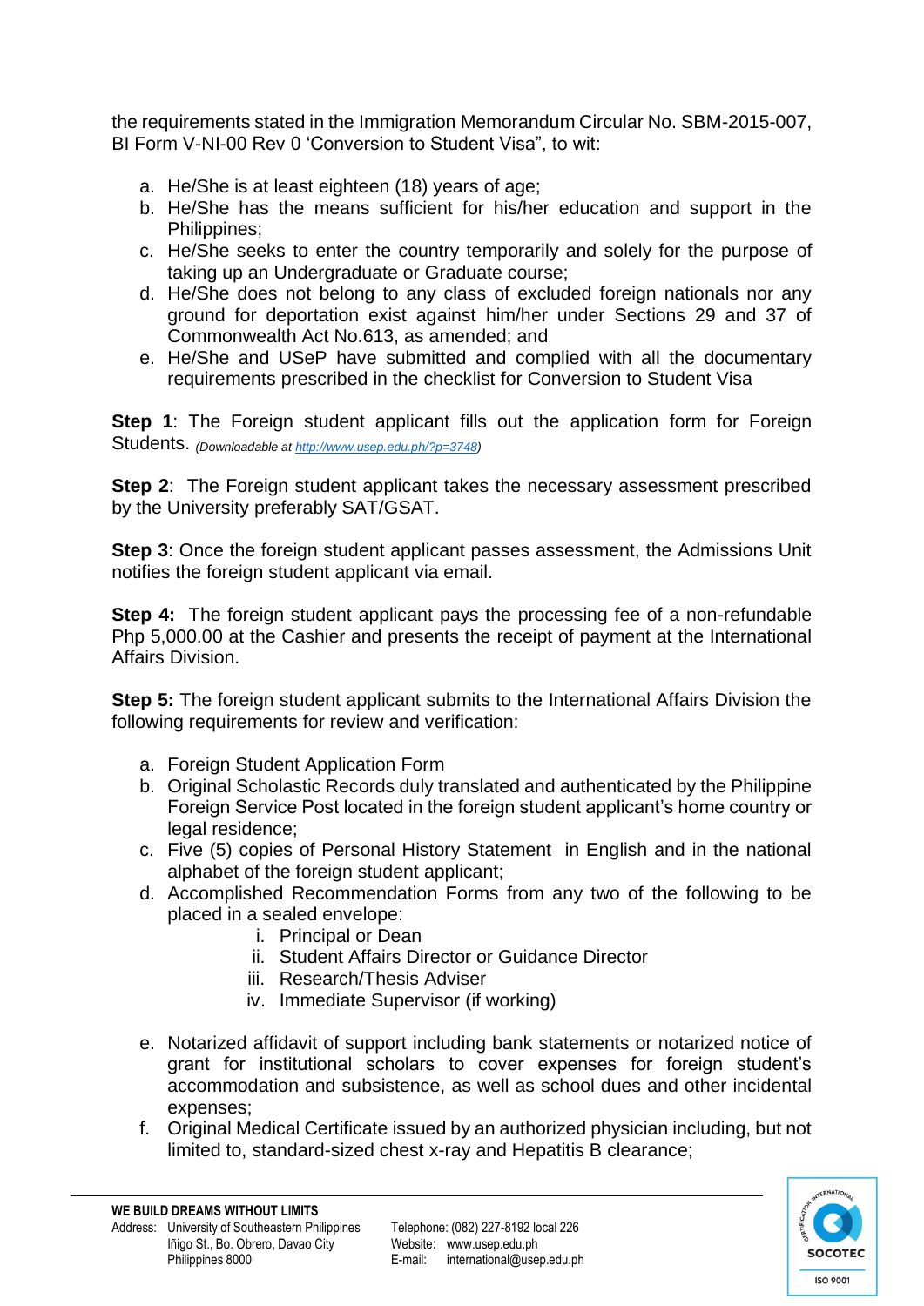the requirements stated in the Immigration Memorandum Circular No. SBM-2015-007, BI Form V-NI-00 Rev 0 'Conversion to Student Visa", to wit:

a. He/She is at least eighteen (18) years of age;
b. He/She has the means sufficient for his/her education and support in the Philippines;
c. He/She seeks to enter the country temporarily and solely for the purpose of taking up an Undergraduate or Graduate course;
d. He/She does not belong to any class of excluded foreign nationals nor any ground for deportation exist against him/her under Sections 29 and 37 of Commonwealth Act No.613, as amended; and
e. He/She and USeP have submitted and complied with all the documentary requirements prescribed in the checklist for Conversion to Student Visa

**Step 1**: The Foreign student applicant fills out the application form for Foreign Students. *(Downloadable at [http://www.usep.edu.ph/?p=3748](http://www.usep.edu.ph/?p=3748))*

**Step 2**: The Foreign student applicant takes the necessary assessment prescribed by the University preferably SAT/GSAT.

**Step 3**: Once the foreign student applicant passes assessment, the Admissions Unit notifies the foreign student applicant via email.

**Step 4:** The foreign student applicant pays the processing fee of a non-refundable Php 5,000.00 at the Cashier and presents the receipt of payment at the International Affairs Division.

**Step 5:** The foreign student applicant submits to the International Affairs Division the following requirements for review and verification:

a. Foreign Student Application Form
b. Original Scholastic Records duly translated and authenticated by the Philippine Foreign Service Post located in the foreign student applicant's home country or legal residence;
c. Five (5) copies of Personal History Statement in English and in the national alphabet of the foreign student applicant;
d. Accomplished Recommendation Forms from any two of the following to be placed in a sealed envelope:
    i. Principal or Dean
    ii. Student Affairs Director or Guidance Director
    iii. Research/Thesis Adviser
    iv. Immediate Supervisor (if working)
e. Notarized affidavit of support including bank statements or notarized notice of grant for institutional scholars to cover expenses for foreign student's accommodation and subsistence, as well as school dues and other incidental expenses;
f. Original Medical Certificate issued by an authorized physician including, but not limited to, standard-sized chest x-ray and Hepatitis B clearance;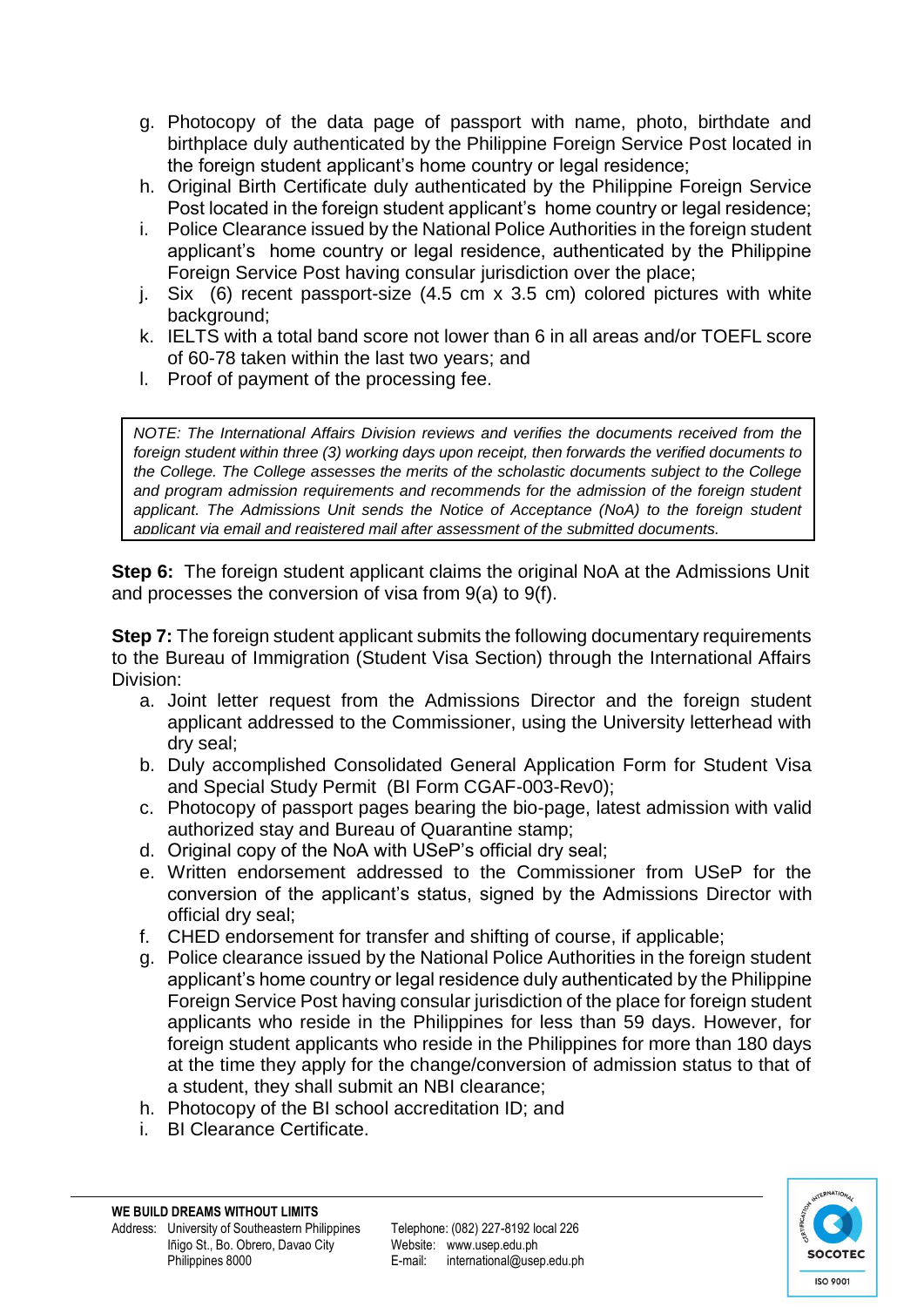g. Photocopy of the data page of passport with name, photo, birthdate and birthplace duly authenticated by the Philippine Foreign Service Post located in the foreign student applicant's home country or legal residence;
h. Original Birth Certificate duly authenticated by the Philippine Foreign Service Post located in the foreign student applicant's home country or legal residence;
i. Police Clearance issued by the National Police Authorities in the foreign student applicant's home country or legal residence, authenticated by the Philippine Foreign Service Post having consular jurisdiction over the place;
j. Six (6) recent passport-size (4.5 cm x 3.5 cm) colored pictures with white background;
k. IELTS with a total band score not lower than 6 in all areas and/or TOEFL score of 60-78 taken within the last two years; and
l. Proof of payment of the processing fee.

> *NOTE: The International Affairs Division reviews and verifies the documents received from the foreign student within three (3) working days upon receipt, then forwards the verified documents to the College. The College assesses the merits of the scholastic documents subject to the College and program admission requirements and recommends for the admission of the foreign student applicant. The Admissions Unit sends the Notice of Acceptance (NoA) to the foreign student applicant via email and registered mail after assessment of the submitted documents.*

**Step 6:** The foreign student applicant claims the original NoA at the Admissions Unit and processes the conversion of visa from 9(a) to 9(f).

**Step 7:** The foreign student applicant submits the following documentary requirements to the Bureau of Immigration (Student Visa Section) through the International Affairs Division:

a. Joint letter request from the Admissions Director and the foreign student applicant addressed to the Commissioner, using the University letterhead with dry seal;
b. Duly accomplished Consolidated General Application Form for Student Visa and Special Study Permit (BI Form CGAF-003-Rev0);
c. Photocopy of passport pages bearing the bio-page, latest admission with valid authorized stay and Bureau of Quarantine stamp;
d. Original copy of the NoA with USeP's official dry seal;
e. Written endorsement addressed to the Commissioner from USeP for the conversion of the applicant's status, signed by the Admissions Director with official dry seal;
f. CHED endorsement for transfer and shifting of course, if applicable;
g. Police clearance issued by the National Police Authorities in the foreign student applicant's home country or legal residence duly authenticated by the Philippine Foreign Service Post having consular jurisdiction of the place for foreign student applicants who reside in the Philippines for less than 59 days. However, for foreign student applicants who reside in the Philippines for more than 180 days at the time they apply for the change/conversion of admission status to that of a student, they shall submit an NBI clearance;
h. Photocopy of the BI school accreditation ID; and
i. BI Clearance Certificate.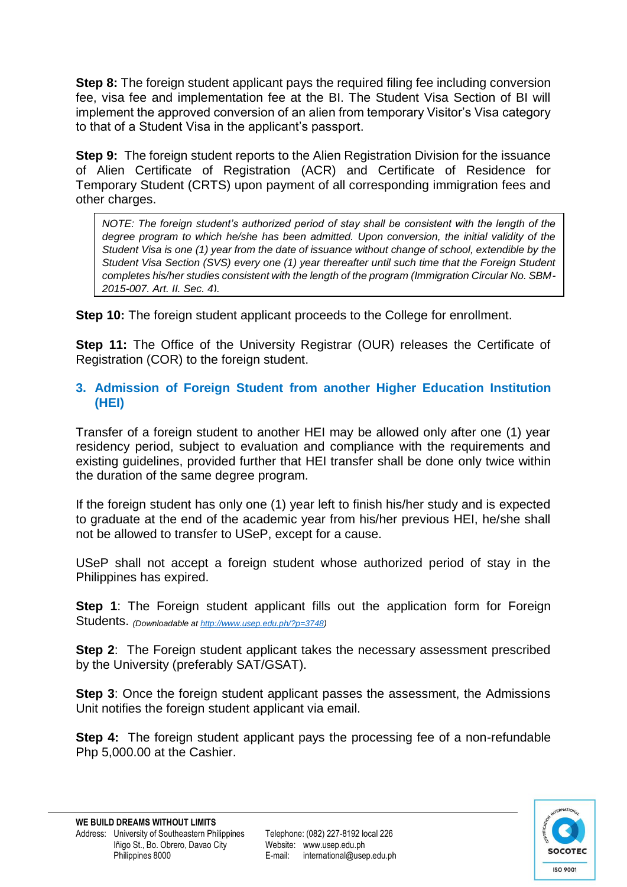**Step 8:** The foreign student applicant pays the required filing fee including conversion fee, visa fee and implementation fee at the BI. The Student Visa Section of BI will implement the approved conversion of an alien from temporary Visitor's Visa category to that of a Student Visa in the applicant's passport.

**Step 9:** The foreign student reports to the Alien Registration Division for the issuance of Alien Certificate of Registration (ACR) and Certificate of Residence for Temporary Student (CRTS) upon payment of all corresponding immigration fees and other charges.

> *NOTE: The foreign student's authorized period of stay shall be consistent with the length of the degree program to which he/she has been admitted. Upon conversion, the initial validity of the Student Visa is one (1) year from the date of issuance without change of school, extendible by the Student Visa Section (SVS) every one (1) year thereafter until such time that the Foreign Student completes his/her studies consistent with the length of the program (Immigration Circular No. SBM-2015-007. Art. II. Sec. 4).*

**Step 10:** The foreign student applicant proceeds to the College for enrollment.

**Step 11:** The Office of the University Registrar (OUR) releases the Certificate of Registration (COR) to the foreign student.

## 3. Admission of Foreign Student from another Higher Education Institution (HEI)

Transfer of a foreign student to another HEI may be allowed only after one (1) year residency period, subject to evaluation and compliance with the requirements and existing guidelines, provided further that HEI transfer shall be done only twice within the duration of the same degree program.

If the foreign student has only one (1) year left to finish his/her study and is expected to graduate at the end of the academic year from his/her previous HEI, he/she shall not be allowed to transfer to USeP, except for a cause.

USeP shall not accept a foreign student whose authorized period of stay in the Philippines has expired.

**Step 1**: The Foreign student applicant fills out the application form for Foreign Students. *(Downloadable at http://www.usep.edu.ph/?p=3748)*

**Step 2**: The Foreign student applicant takes the necessary assessment prescribed by the University (preferably SAT/GSAT).

**Step 3**: Once the foreign student applicant passes the assessment, the Admissions Unit notifies the foreign student applicant via email.

**Step 4:** The foreign student applicant pays the processing fee of a non-refundable Php 5,000.00 at the Cashier.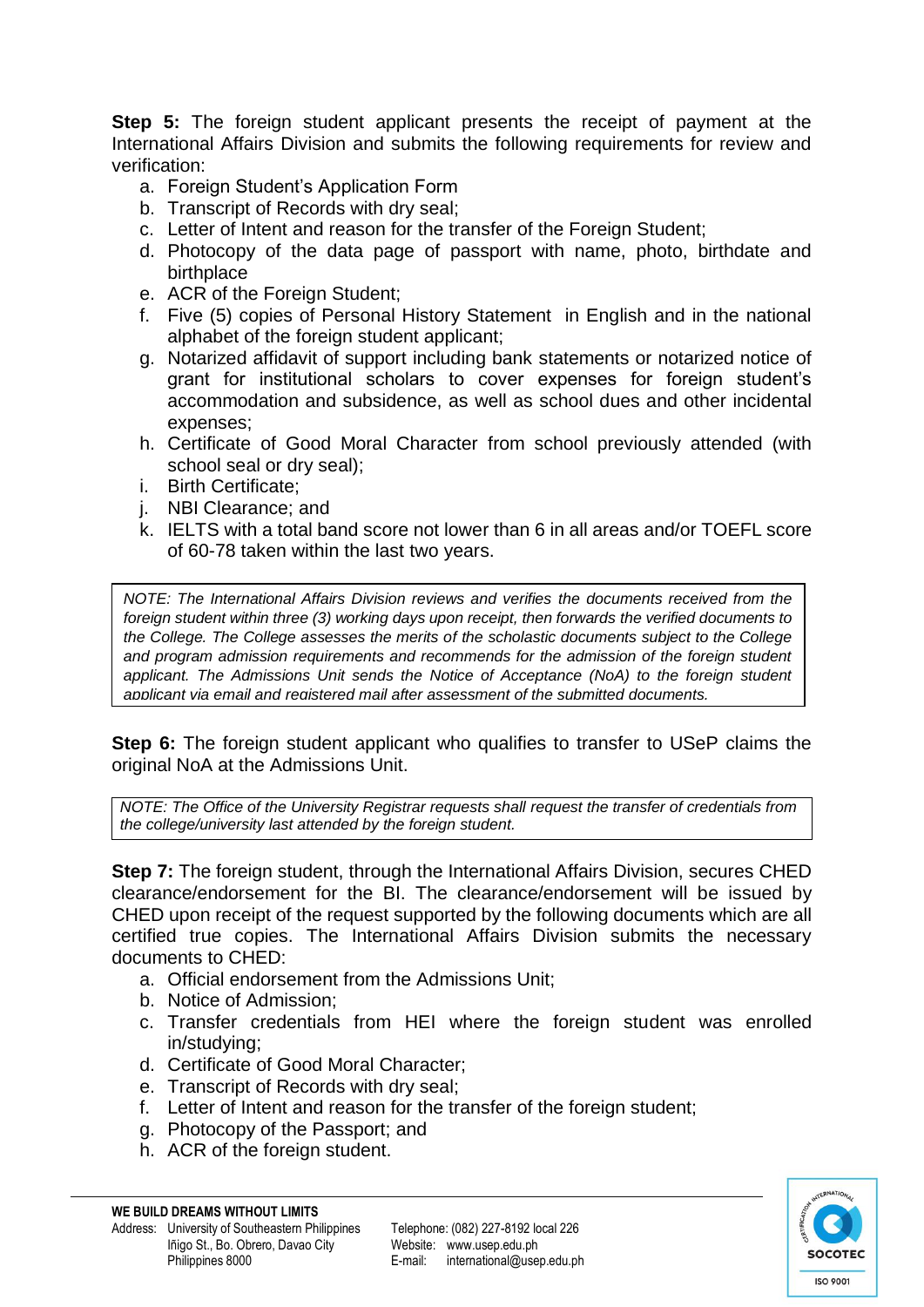**Step 5:** The foreign student applicant presents the receipt of payment at the International Affairs Division and submits the following requirements for review and verification:

a. Foreign Student's Application Form
b. Transcript of Records with dry seal;
c. Letter of Intent and reason for the transfer of the Foreign Student;
d. Photocopy of the data page of passport with name, photo, birthdate and birthplace
e. ACR of the Foreign Student;
f. Five (5) copies of Personal History Statement in English and in the national alphabet of the foreign student applicant;
g. Notarized affidavit of support including bank statements or notarized notice of grant for institutional scholars to cover expenses for foreign student's accommodation and subsidence, as well as school dues and other incidental expenses;
h. Certificate of Good Moral Character from school previously attended (with school seal or dry seal);
i. Birth Certificate;
j. NBI Clearance; and
k. IELTS with a total band score not lower than 6 in all areas and/or TOEFL score of 60-78 taken within the last two years.

> *NOTE: The International Affairs Division reviews and verifies the documents received from the foreign student within three (3) working days upon receipt, then forwards the verified documents to the College. The College assesses the merits of the scholastic documents subject to the College and program admission requirements and recommends for the admission of the foreign student applicant. The Admissions Unit sends the Notice of Acceptance (NoA) to the foreign student applicant via email and registered mail after assessment of the submitted documents.*

**Step 6:** The foreign student applicant who qualifies to transfer to USeP claims the original NoA at the Admissions Unit.

> *NOTE: The Office of the University Registrar requests shall request the transfer of credentials from the college/university last attended by the foreign student.*

**Step 7:** The foreign student, through the International Affairs Division, secures CHED clearance/endorsement for the BI. The clearance/endorsement will be issued by CHED upon receipt of the request supported by the following documents which are all certified true copies. The International Affairs Division submits the necessary documents to CHED:

a. Official endorsement from the Admissions Unit;
b. Notice of Admission;
c. Transfer credentials from HEI where the foreign student was enrolled in/studying;
d. Certificate of Good Moral Character;
e. Transcript of Records with dry seal;
f. Letter of Intent and reason for the transfer of the foreign student;
g. Photocopy of the Passport; and
h. ACR of the foreign student.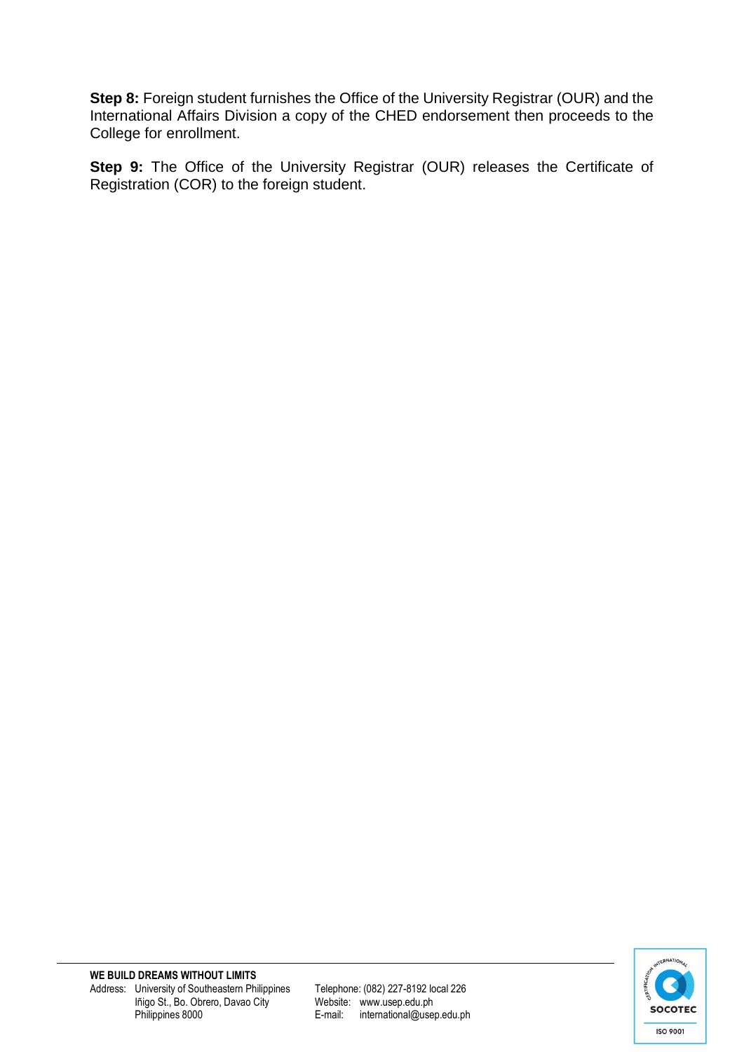**Step 8:** Foreign student furnishes the Office of the University Registrar (OUR) and the International Affairs Division a copy of the CHED endorsement then proceeds to the College for enrollment.

**Step 9:** The Office of the University Registrar (OUR) releases the Certificate of Registration (COR) to the foreign student.